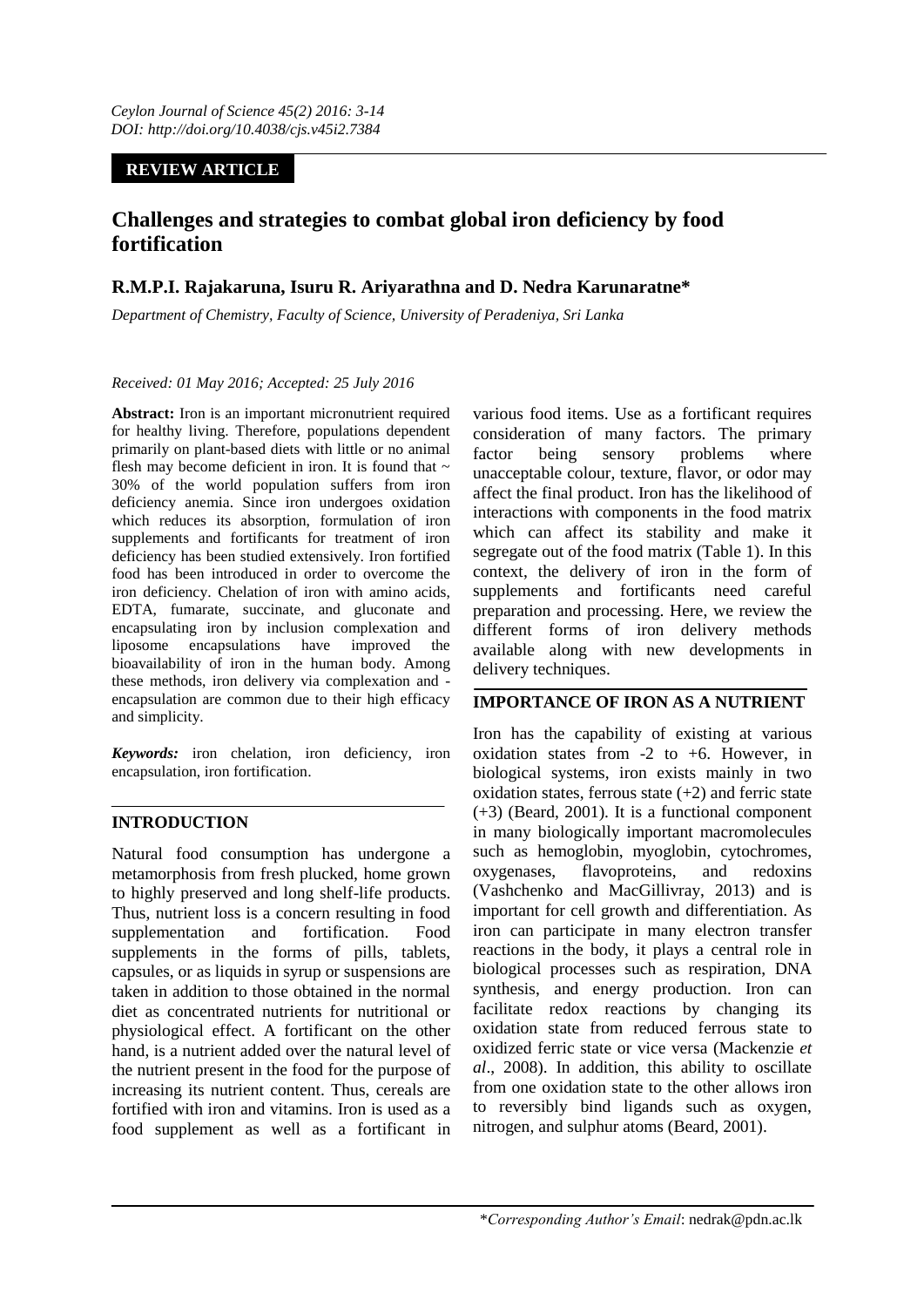REVIEW ARTICLE

# Challenges and strategies to combat global iron deficiency by food fortification

**R.M.P.I. Rajakaruna, Isuru R. Ariyarathna and D. Nedra Karunaratne***

*Department of Chemistry, Faculty of Science, University of Peradeniya, Sri Lanka*

*Received: 01 May 2016; Accepted: 25 July 2016*

**Abstract:** Iron is an important micronutrient required for healthy living. Therefore, populations dependent primarily on plant-based diets with little or no animal flesh may become deficient in iron. It is found that ~ 30% of the world population suffers from iron deficiency anemia. Since iron undergoes oxidation which reduces its absorption, formulation of iron supplements and fortificants for treatment of iron deficiency has been studied extensively. Iron fortified food has been introduced in order to overcome the iron deficiency. Chelation of iron with amino acids, EDTA, fumarate, succinate, and gluconate and encapsulating iron by inclusion complexation and liposome encapsulations have improved the bioavailability of iron in the human body. Among these methods, iron delivery via complexation and -encapsulation are common due to their high efficacy and simplicity.

***Keywords:*** iron chelation, iron deficiency, iron encapsulation, iron fortification.

## INTRODUCTION

Natural food consumption has undergone a metamorphosis from fresh plucked, home grown to highly preserved and long shelf-life products. Thus, nutrient loss is a concern resulting in food supplementation and fortification. Food supplements in the forms of pills, tablets, capsules, or as liquids in syrup or suspensions are taken in addition to those obtained in the normal diet as concentrated nutrients for nutritional or physiological effect. A fortificant on the other hand, is a nutrient added over the natural level of the nutrient present in the food for the purpose of increasing its nutrient content. Thus, cereals are fortified with iron and vitamins. Iron is used as a food supplement as well as a fortificant in various food items. Use as a fortificant requires consideration of many factors. The primary factor being sensory problems where unacceptable colour, texture, flavor, or odor may affect the final product. Iron has the likelihood of interactions with components in the food matrix which can affect its stability and make it segregate out of the food matrix (Table 1). In this context, the delivery of iron in the form of supplements and fortificants need careful preparation and processing. Here, we review the different forms of iron delivery methods available along with new developments in delivery techniques.

## IMPORTANCE OF IRON AS A NUTRIENT

Iron has the capability of existing at various oxidation states from -2 to +6. However, in biological systems, iron exists mainly in two oxidation states, ferrous state (+2) and ferric state (+3) (Beard, 2001). It is a functional component in many biologically important macromolecules such as hemoglobin, myoglobin, cytochromes, oxygenases, flavoproteins, and redoxins (Vashchenko and MacGillivray, 2013) and is important for cell growth and differentiation. As iron can participate in many electron transfer reactions in the body, it plays a central role in biological processes such as respiration, DNA synthesis, and energy production. Iron can facilitate redox reactions by changing its oxidation state from reduced ferrous state to oxidized ferric state or vice versa (Mackenzie *et al*., 2008). In addition, this ability to oscillate from one oxidation state to the other allows iron to reversibly bind ligands such as oxygen, nitrogen, and sulphur atoms (Beard, 2001).

\**Corresponding Author's Email*: nedrak@pdn.ac.lk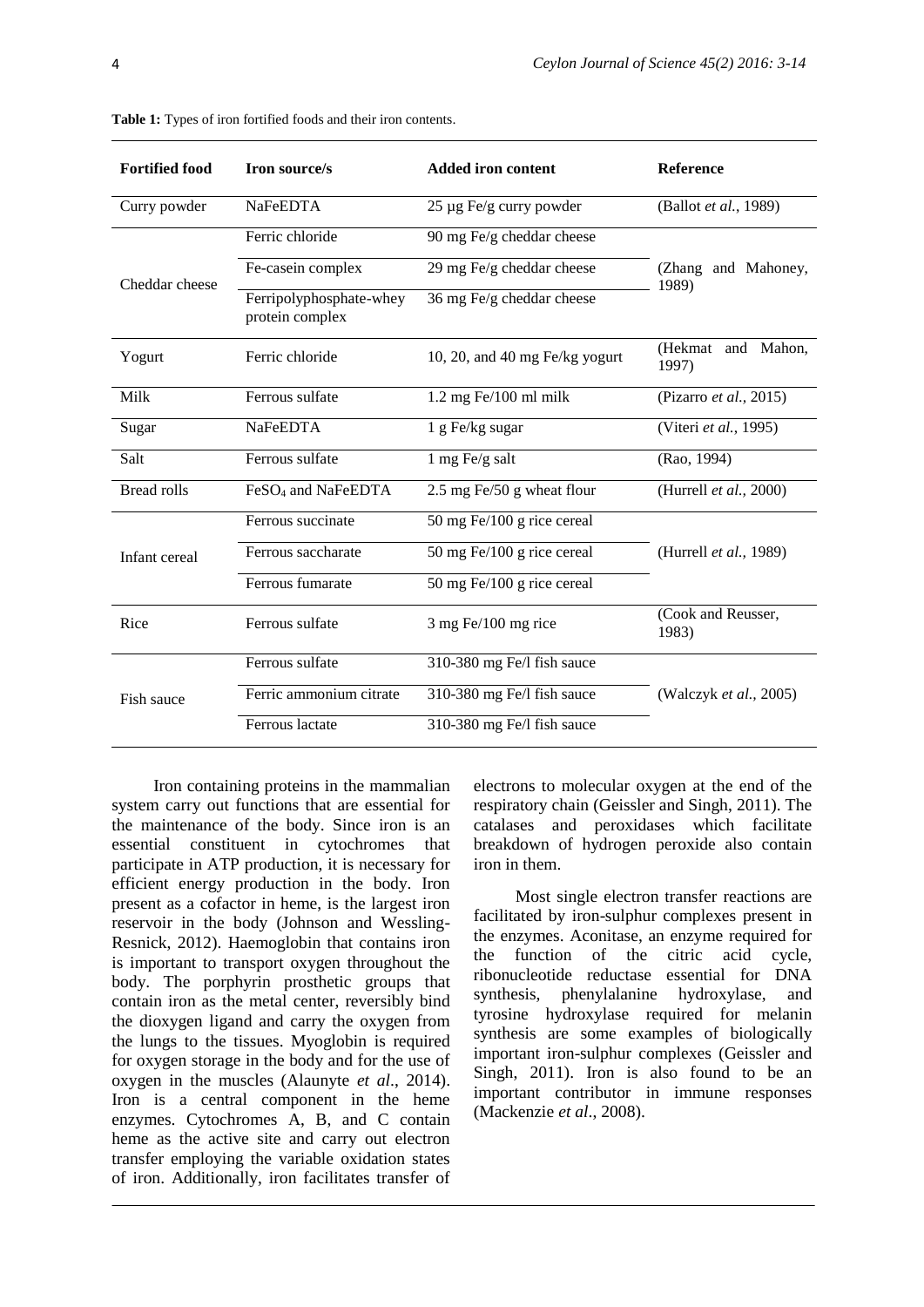**Table 1:** Types of iron fortified foods and their iron contents.

| Fortified food | Iron source/s | Added iron content | Reference |
|---|---|---|---|
| Curry powder | NaFeEDTA | 25 µg Fe/g curry powder | (Ballot *et al.*, 1989) |
| Cheddar cheese | Ferric chloride | 90 mg Fe/g cheddar cheese | (Zhang and Mahoney, 1989) |
| | Fe-casein complex | 29 mg Fe/g cheddar cheese | |
| | Ferripolyphosphate-whey protein complex | 36 mg Fe/g cheddar cheese | |
| Yogurt | Ferric chloride | 10, 20, and 40 mg Fe/kg yogurt | (Hekmat and Mahon, 1997) |
| Milk | Ferrous sulfate | 1.2 mg Fe/100 ml milk | (Pizarro *et al.*, 2015) |
| Sugar | NaFeEDTA | 1 g Fe/kg sugar | (Viteri *et al.*, 1995) |
| Salt | Ferrous sulfate | 1 mg Fe/g salt | (Rao, 1994) |
| Bread rolls | $FeSO_4$ and NaFeEDTA | 2.5 mg Fe/50 g wheat flour | (Hurrell *et al.*, 2000) |
| Infant cereal | Ferrous succinate | 50 mg Fe/100 g rice cereal | (Hurrell *et al.*, 1989) |
| | Ferrous saccharate | 50 mg Fe/100 g rice cereal | |
| | Ferrous fumarate | 50 mg Fe/100 g rice cereal | |
| Rice | Ferrous sulfate | 3 mg Fe/100 mg rice | (Cook and Reusser, 1983) |
| Fish sauce | Ferrous sulfate | 310-380 mg Fe/l fish sauce | (Walczyk *et al.*, 2005) |
| | Ferric ammonium citrate | 310-380 mg Fe/l fish sauce | |
| | Ferrous lactate | 310-380 mg Fe/l fish sauce | |

Iron containing proteins in the mammalian system carry out functions that are essential for the maintenance of the body. Since iron is an essential constituent in cytochromes that participate in ATP production, it is necessary for efficient energy production in the body. Iron present as a cofactor in heme, is the largest iron reservoir in the body (Johnson and Wessling-Resnick, 2012). Haemoglobin that contains iron is important to transport oxygen throughout the body. The porphyrin prosthetic groups that contain iron as the metal center, reversibly bind the dioxygen ligand and carry the oxygen from the lungs to the tissues. Myoglobin is required for oxygen storage in the body and for the use of oxygen in the muscles (Alaunyte *et al*., 2014). Iron is a central component in the heme enzymes. Cytochromes A, B, and C contain heme as the active site and carry out electron transfer employing the variable oxidation states of iron. Additionally, iron facilitates transfer of electrons to molecular oxygen at the end of the respiratory chain (Geissler and Singh, 2011). The catalases and peroxidases which facilitate breakdown of hydrogen peroxide also contain iron in them.

Most single electron transfer reactions are facilitated by iron-sulphur complexes present in the enzymes. Aconitase, an enzyme required for the function of the citric acid cycle, ribonucleotide reductase essential for DNA synthesis, phenylalanine hydroxylase, and tyrosine hydroxylase required for melanin synthesis are some examples of biologically important iron-sulphur complexes (Geissler and Singh, 2011). Iron is also found to be an important contributor in immune responses (Mackenzie *et al*., 2008).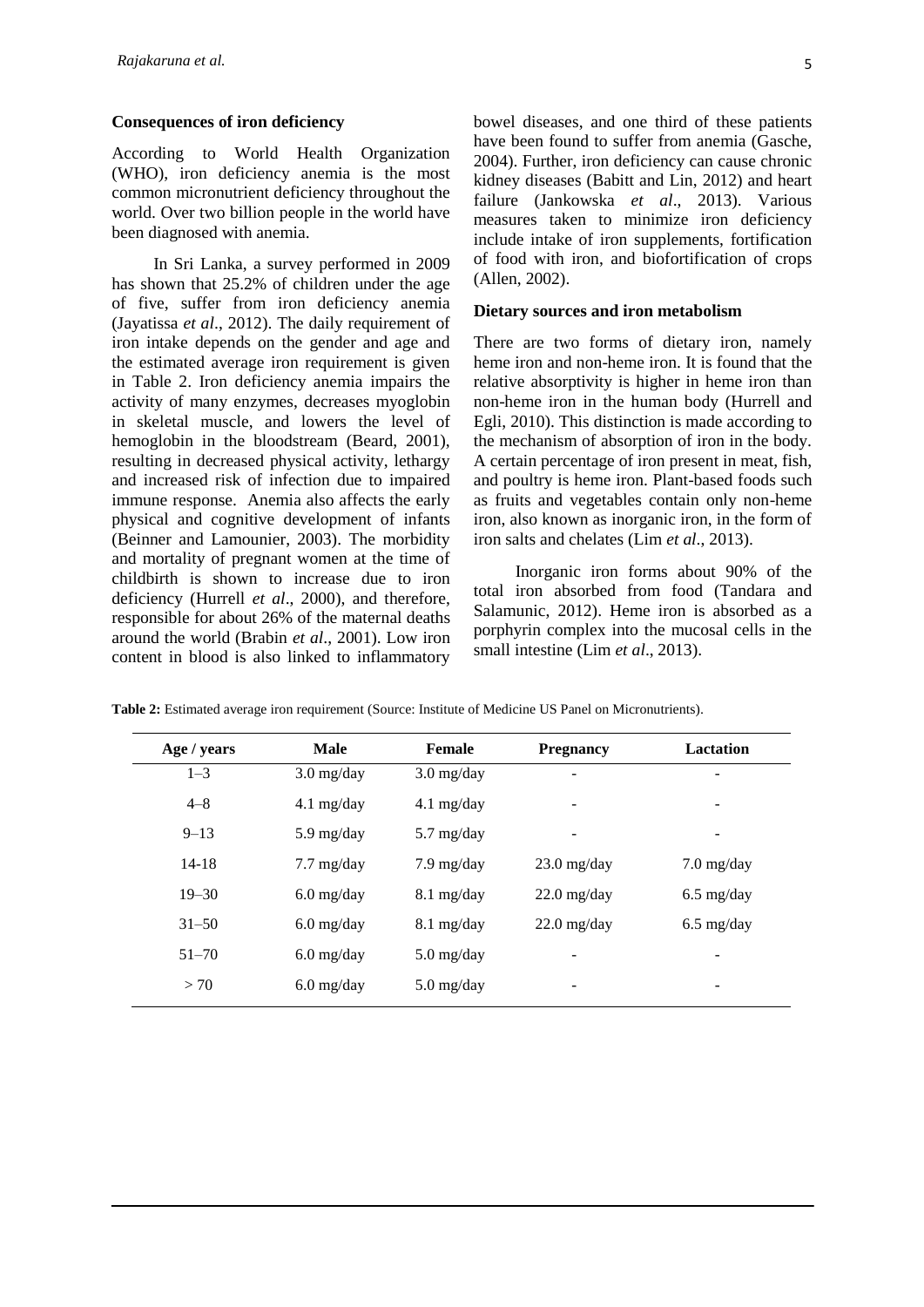## Consequences of iron deficiency

According to World Health Organization (WHO), iron deficiency anemia is the most common micronutrient deficiency throughout the world. Over two billion people in the world have been diagnosed with anemia.

In Sri Lanka, a survey performed in 2009 has shown that 25.2% of children under the age of five, suffer from iron deficiency anemia (Jayatissa *et al*., 2012). The daily requirement of iron intake depends on the gender and age and the estimated average iron requirement is given in Table 2. Iron deficiency anemia impairs the activity of many enzymes, decreases myoglobin in skeletal muscle, and lowers the level of hemoglobin in the bloodstream (Beard, 2001), resulting in decreased physical activity, lethargy and increased risk of infection due to impaired immune response. Anemia also affects the early physical and cognitive development of infants (Beinner and Lamounier, 2003). The morbidity and mortality of pregnant women at the time of childbirth is shown to increase due to iron deficiency (Hurrell *et al*., 2000), and therefore, responsible for about 26% of the maternal deaths around the world (Brabin *et al*., 2001). Low iron content in blood is also linked to inflammatory bowel diseases, and one third of these patients have been found to suffer from anemia (Gasche, 2004). Further, iron deficiency can cause chronic kidney diseases (Babitt and Lin, 2012) and heart failure (Jankowska *et al*., 2013). Various measures taken to minimize iron deficiency include intake of iron supplements, fortification of food with iron, and biofortification of crops (Allen, 2002).

## Dietary sources and iron metabolism

There are two forms of dietary iron, namely heme iron and non-heme iron. It is found that the relative absorptivity is higher in heme iron than non-heme iron in the human body (Hurrell and Egli, 2010). This distinction is made according to the mechanism of absorption of iron in the body. A certain percentage of iron present in meat, fish, and poultry is heme iron. Plant-based foods such as fruits and vegetables contain only non-heme iron, also known as inorganic iron, in the form of iron salts and chelates (Lim *et al*., 2013).

Inorganic iron forms about 90% of the total iron absorbed from food (Tandara and Salamunic, 2012). Heme iron is absorbed as a porphyrin complex into the mucosal cells in the small intestine (Lim *et al*., 2013).

**Table 2:** Estimated average iron requirement (Source: Institute of Medicine US Panel on Micronutrients).

| Age / years | Male | Female | Pregnancy | Lactation |
|---|---|---|---|---|
| 1–3 | 3.0 mg/day | 3.0 mg/day | - | - |
| 4–8 | 4.1 mg/day | 4.1 mg/day | - | - |
| 9–13 | 5.9 mg/day | 5.7 mg/day | - | - |
| 14-18 | 7.7 mg/day | 7.9 mg/day | 23.0 mg/day | 7.0 mg/day |
| 19–30 | 6.0 mg/day | 8.1 mg/day | 22.0 mg/day | 6.5 mg/day |
| 31–50 | 6.0 mg/day | 8.1 mg/day | 22.0 mg/day | 6.5 mg/day |
| 51–70 | 6.0 mg/day | 5.0 mg/day | - | - |
| > 70 | 6.0 mg/day | 5.0 mg/day | - | - |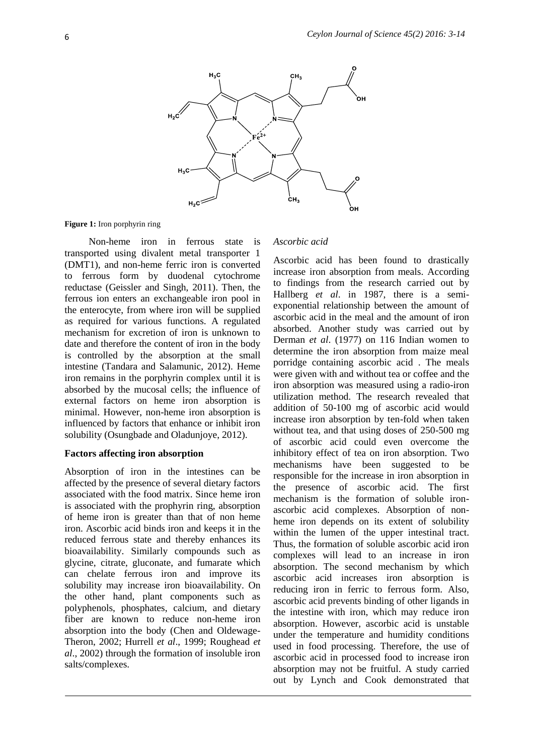**Figure 1:** Iron porphyrin ring

Non-heme iron in ferrous state is transported using divalent metal transporter 1 (DMT1), and non-heme ferric iron is converted to ferrous form by duodenal cytochrome reductase (Geissler and Singh, 2011). Then, the ferrous ion enters an exchangeable iron pool in the enterocyte, from where iron will be supplied as required for various functions. A regulated mechanism for excretion of iron is unknown to date and therefore the content of iron in the body is controlled by the absorption at the small intestine (Tandara and Salamunic, 2012). Heme iron remains in the porphyrin complex until it is absorbed by the mucosal cells; the influence of external factors on heme iron absorption is minimal. However, non-heme iron absorption is influenced by factors that enhance or inhibit iron solubility (Osungbade and Oladunjoye, 2012).

## Factors affecting iron absorption

Absorption of iron in the intestines can be affected by the presence of several dietary factors associated with the food matrix. Since heme iron is associated with the prophyrin ring, absorption of heme iron is greater than that of non heme iron. Ascorbic acid binds iron and keeps it in the reduced ferrous state and thereby enhances its bioavailability. Similarly compounds such as glycine, citrate, gluconate, and fumarate which can chelate ferrous iron and improve its solubility may increase iron bioavailability. On the other hand, plant components such as polyphenols, phosphates, calcium, and dietary fiber are known to reduce non-heme iron absorption into the body (Chen and Oldewage-Theron, 2002; Hurrell *et al*., 1999; Roughead *et al*., 2002) through the formation of insoluble iron salts/complexes.

### *Ascorbic acid*

Ascorbic acid has been found to drastically increase iron absorption from meals. According to findings from the research carried out by Hallberg *et al*. in 1987, there is a semi-exponential relationship between the amount of ascorbic acid in the meal and the amount of iron absorbed. Another study was carried out by Derman *et al*. (1977) on 116 Indian women to determine the iron absorption from maize meal porridge containing ascorbic acid . The meals were given with and without tea or coffee and the iron absorption was measured using a radio-iron utilization method. The research revealed that addition of 50-100 mg of ascorbic acid would increase iron absorption by ten-fold when taken without tea, and that using doses of 250-500 mg of ascorbic acid could even overcome the inhibitory effect of tea on iron absorption. Two mechanisms have been suggested to be responsible for the increase in iron absorption in the presence of ascorbic acid. The first mechanism is the formation of soluble iron-ascorbic acid complexes. Absorption of non-heme iron depends on its extent of solubility within the lumen of the upper intestinal tract. Thus, the formation of soluble ascorbic acid iron complexes will lead to an increase in iron absorption. The second mechanism by which ascorbic acid increases iron absorption is reducing iron in ferric to ferrous form. Also, ascorbic acid prevents binding of other ligands in the intestine with iron, which may reduce iron absorption. However, ascorbic acid is unstable under the temperature and humidity conditions used in food processing. Therefore, the use of ascorbic acid in processed food to increase iron absorption may not be fruitful. A study carried out by Lynch and Cook demonstrated that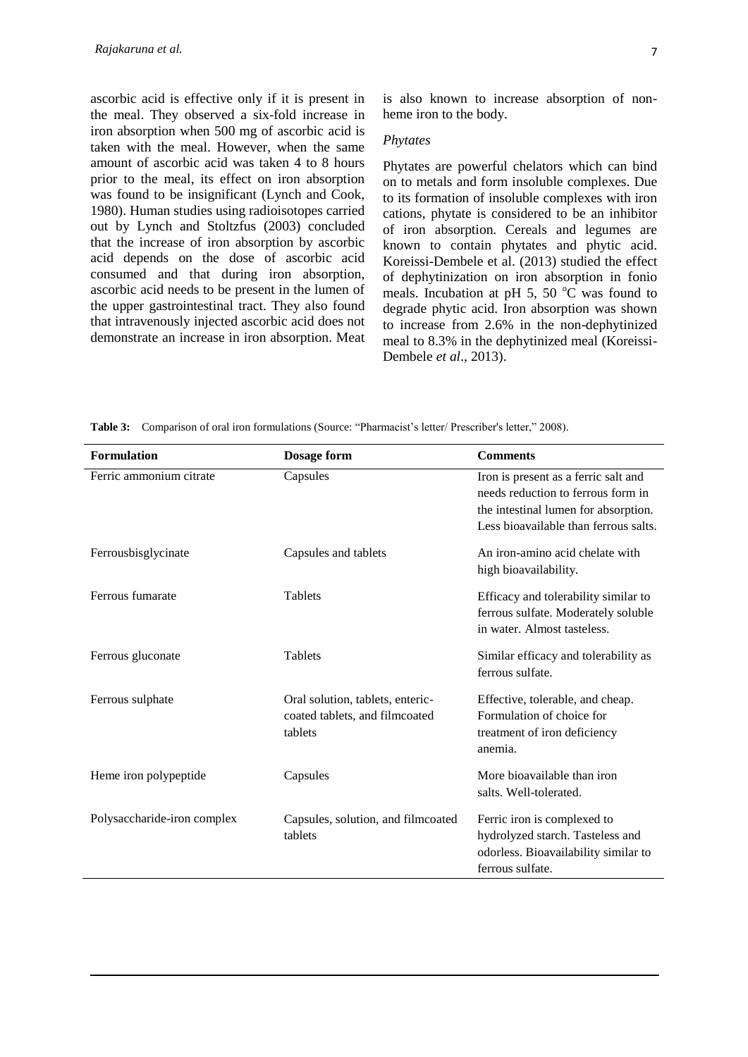ascorbic acid is effective only if it is present in the meal. They observed a six-fold increase in iron absorption when 500 mg of ascorbic acid is taken with the meal. However, when the same amount of ascorbic acid was taken 4 to 8 hours prior to the meal, its effect on iron absorption was found to be insignificant (Lynch and Cook, 1980). Human studies using radioisotopes carried out by Lynch and Stoltzfus (2003) concluded that the increase of iron absorption by ascorbic acid depends on the dose of ascorbic acid consumed and that during iron absorption, ascorbic acid needs to be present in the lumen of the upper gastrointestinal tract. They also found that intravenously injected ascorbic acid does not demonstrate an increase in iron absorption. Meat is also known to increase absorption of non-heme iron to the body.

*Phytates*

Phytates are powerful chelators which can bind on to metals and form insoluble complexes. Due to its formation of insoluble complexes with iron cations, phytate is considered to be an inhibitor of iron absorption. Cereals and legumes are known to contain phytates and phytic acid. Koreissi-Dembele et al. (2013) studied the effect of dephytinization on iron absorption in fonio meals. Incubation at pH 5, 50 °C was found to degrade phytic acid. Iron absorption was shown to increase from 2.6% in the non-dephytinized meal to 8.3% in the dephytinized meal (Koreissi-Dembele *et al*., 2013).

**Table 3:** Comparison of oral iron formulations (Source: "Pharmacist's letter/ Prescriber's letter," 2008).

| Formulation | Dosage form | Comments |
|---|---|---|
| Ferric ammonium citrate | Capsules | Iron is present as a ferric salt and needs reduction to ferrous form in the intestinal lumen for absorption. Less bioavailable than ferrous salts. |
| Ferrousbisglycinate | Capsules and tablets | An iron-amino acid chelate with high bioavailability. |
| Ferrous fumarate | Tablets | Efficacy and tolerability similar to ferrous sulfate. Moderately soluble in water. Almost tasteless. |
| Ferrous gluconate | Tablets | Similar efficacy and tolerability as ferrous sulfate. |
| Ferrous sulphate | Oral solution, tablets, enteric-coated tablets, and filmcoated tablets | Effective, tolerable, and cheap. Formulation of choice for treatment of iron deficiency anemia. |
| Heme iron polypeptide | Capsules | More bioavailable than iron salts. Well-tolerated. |
| Polysaccharide-iron complex | Capsules, solution, and filmcoated tablets | Ferric iron is complexed to hydrolyzed starch. Tasteless and odorless. Bioavailability similar to ferrous sulfate. |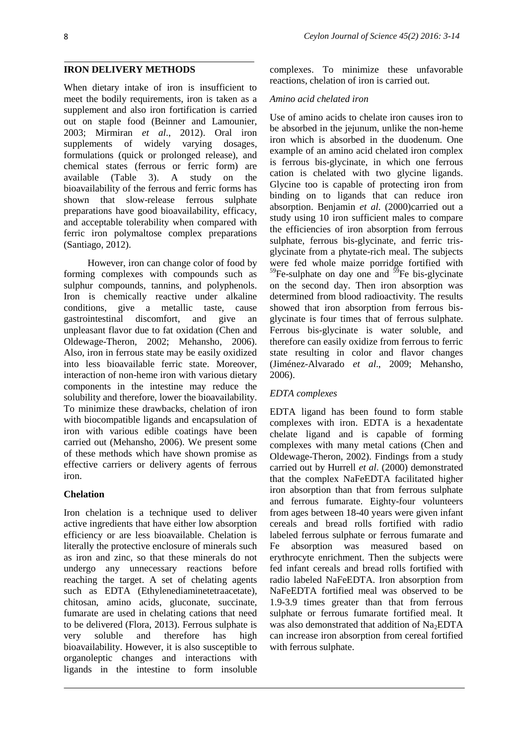## IRON DELIVERY METHODS

When dietary intake of iron is insufficient to meet the bodily requirements, iron is taken as a supplement and also iron fortification is carried out on staple food (Beinner and Lamounier, 2003; Mirmiran *et al*., 2012). Oral iron supplements of widely varying dosages, formulations (quick or prolonged release), and chemical states (ferrous or ferric form) are available (Table 3). A study on the bioavailability of the ferrous and ferric forms has shown that slow-release ferrous sulphate preparations have good bioavailability, efficacy, and acceptable tolerability when compared with ferric iron polymaltose complex preparations (Santiago, 2012).

However, iron can change color of food by forming complexes with compounds such as sulphur compounds, tannins, and polyphenols. Iron is chemically reactive under alkaline conditions, give a metallic taste, cause gastrointestinal discomfort, and give an unpleasant flavor due to fat oxidation (Chen and Oldewage-Theron, 2002; Mehansho, 2006). Also, iron in ferrous state may be easily oxidized into less bioavailable ferric state. Moreover, interaction of non-heme iron with various dietary components in the intestine may reduce the solubility and therefore, lower the bioavailability. To minimize these drawbacks, chelation of iron with biocompatible ligands and encapsulation of iron with various edible coatings have been carried out (Mehansho, 2006). We present some of these methods which have shown promise as effective carriers or delivery agents of ferrous iron.

### Chelation

Iron chelation is a technique used to deliver active ingredients that have either low absorption efficiency or are less bioavailable. Chelation is literally the protective enclosure of minerals such as iron and zinc, so that these minerals do not undergo any unnecessary reactions before reaching the target. A set of chelating agents such as EDTA (Ethylenediaminetetraacetate), chitosan, amino acids, gluconate, succinate, fumarate are used in chelating cations that need to be delivered (Flora, 2013). Ferrous sulphate is very soluble and therefore has high bioavailability. However, it is also susceptible to organoleptic changes and interactions with ligands in the intestine to form insoluble complexes. To minimize these unfavorable reactions, chelation of iron is carried out.

#### *Amino acid chelated iron*

Use of amino acids to chelate iron causes iron to be absorbed in the jejunum, unlike the non-heme iron which is absorbed in the duodenum. One example of an amino acid chelated iron complex is ferrous bis-glycinate, in which one ferrous cation is chelated with two glycine ligands. Glycine too is capable of protecting iron from binding on to ligands that can reduce iron absorption. Benjamin *et al*. (2000)carried out a study using 10 iron sufficient males to compare the efficiencies of iron absorption from ferrous sulphate, ferrous bis-glycinate, and ferric tris-glycinate from a phytate-rich meal. The subjects were fed whole maize porridge fortified with $^{59}$Fe-sulphate on day one and $^{59}$Fe bis-glycinate on the second day. Then iron absorption was determined from blood radioactivity. The results showed that iron absorption from ferrous bis-glycinate is four times that of ferrous sulphate. Ferrous bis-glycinate is water soluble, and therefore can easily oxidize from ferrous to ferric state resulting in color and flavor changes (Jiménez-Alvarado *et al*., 2009; Mehansho, 2006).

#### *EDTA complexes*

EDTA ligand has been found to form stable complexes with iron. EDTA is a hexadentate chelate ligand and is capable of forming complexes with many metal cations (Chen and Oldewage-Theron, 2002). Findings from a study carried out by Hurrell *et al*. (2000) demonstrated that the complex NaFeEDTA facilitated higher iron absorption than that from ferrous sulphate and ferrous fumarate. Eighty-four volunteers from ages between 18-40 years were given infant cereals and bread rolls fortified with radio labeled ferrous sulphate or ferrous fumarate and Fe absorption was measured based on erythrocyte enrichment. Then the subjects were fed infant cereals and bread rolls fortified with radio labeled NaFeEDTA. Iron absorption from NaFeEDTA fortified meal was observed to be 1.9-3.9 times greater than that from ferrous sulphate or ferrous fumarate fortified meal. It was also demonstrated that addition of $Na_2EDTA$ can increase iron absorption from cereal fortified with ferrous sulphate.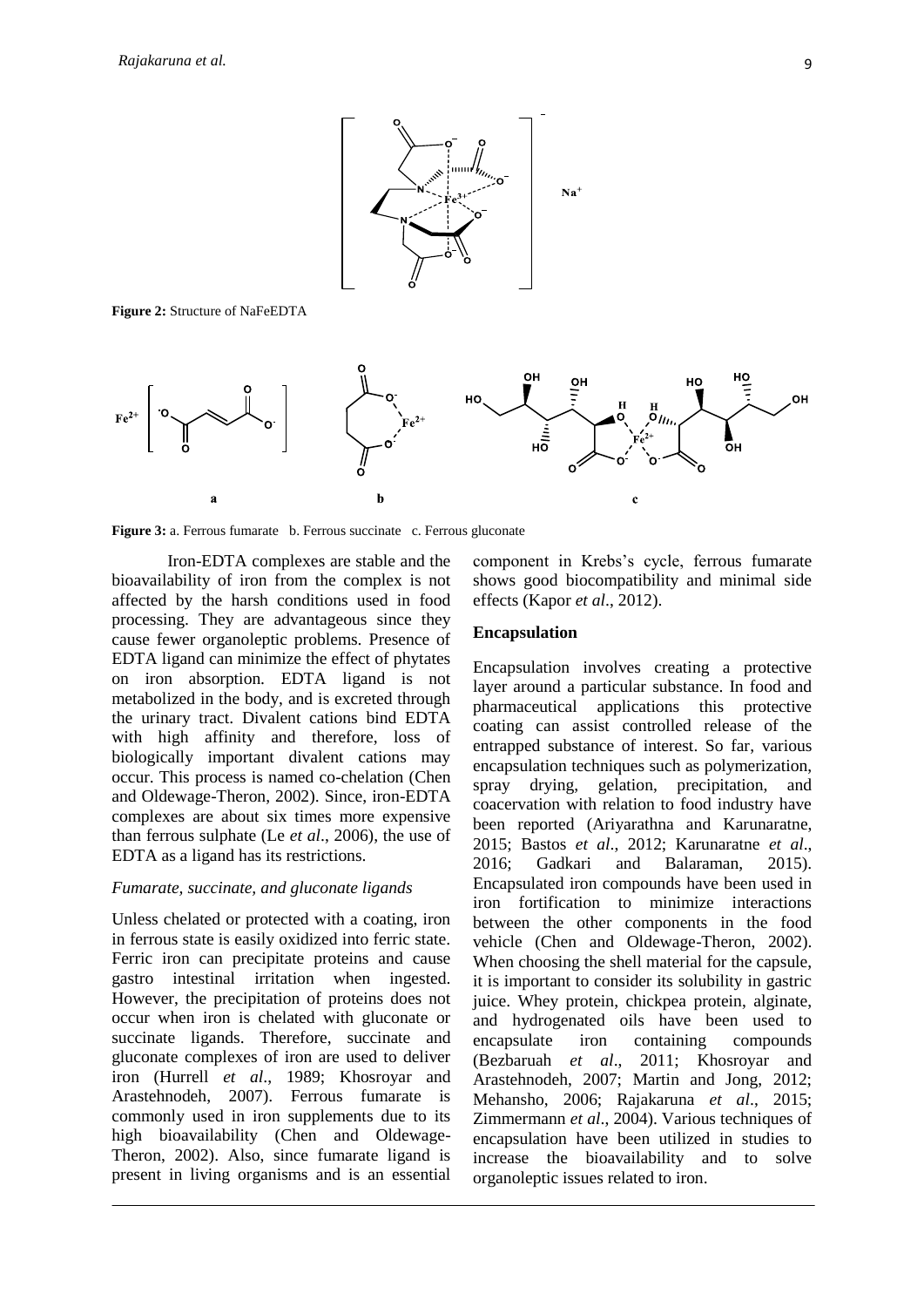**Figure 2:** Structure of NaFeEDTA

**Figure 3:** a. Ferrous fumarate b. Ferrous succinate c. Ferrous gluconate

Iron-EDTA complexes are stable and the bioavailability of iron from the complex is not affected by the harsh conditions used in food processing. They are advantageous since they cause fewer organoleptic problems. Presence of EDTA ligand can minimize the effect of phytates on iron absorption. EDTA ligand is not metabolized in the body, and is excreted through the urinary tract. Divalent cations bind EDTA with high affinity and therefore, loss of biologically important divalent cations may occur. This process is named co-chelation (Chen and Oldewage-Theron, 2002). Since, iron-EDTA complexes are about six times more expensive than ferrous sulphate (Le *et al*., 2006), the use of EDTA as a ligand has its restrictions.

### *Fumarate, succinate, and gluconate ligands*

Unless chelated or protected with a coating, iron in ferrous state is easily oxidized into ferric state. Ferric iron can precipitate proteins and cause gastro intestinal irritation when ingested. However, the precipitation of proteins does not occur when iron is chelated with gluconate or succinate ligands. Therefore, succinate and gluconate complexes of iron are used to deliver iron (Hurrell *et al*., 1989; Khosroyar and Arastehnodeh, 2007). Ferrous fumarate is commonly used in iron supplements due to its high bioavailability (Chen and Oldewage-Theron, 2002). Also, since fumarate ligand is present in living organisms and is an essential component in Krebs's cycle, ferrous fumarate shows good biocompatibility and minimal side effects (Kapor *et al*., 2012).

## Encapsulation

Encapsulation involves creating a protective layer around a particular substance. In food and pharmaceutical applications this protective coating can assist controlled release of the entrapped substance of interest. So far, various encapsulation techniques such as polymerization, spray drying, gelation, precipitation, and coacervation with relation to food industry have been reported (Ariyarathna and Karunaratne, 2015; Bastos *et al*., 2012; Karunaratne *et al*., 2016; Gadkari and Balaraman, 2015). Encapsulated iron compounds have been used in iron fortification to minimize interactions between the other components in the food vehicle (Chen and Oldewage-Theron, 2002). When choosing the shell material for the capsule, it is important to consider its solubility in gastric juice. Whey protein, chickpea protein, alginate, and hydrogenated oils have been used to encapsulate iron containing compounds (Bezbaruah *et al*., 2011; Khosroyar and Arastehnodeh, 2007; Martin and Jong, 2012; Mehansho, 2006; Rajakaruna *et al*., 2015; Zimmermann *et al*., 2004). Various techniques of encapsulation have been utilized in studies to increase the bioavailability and to solve organoleptic issues related to iron.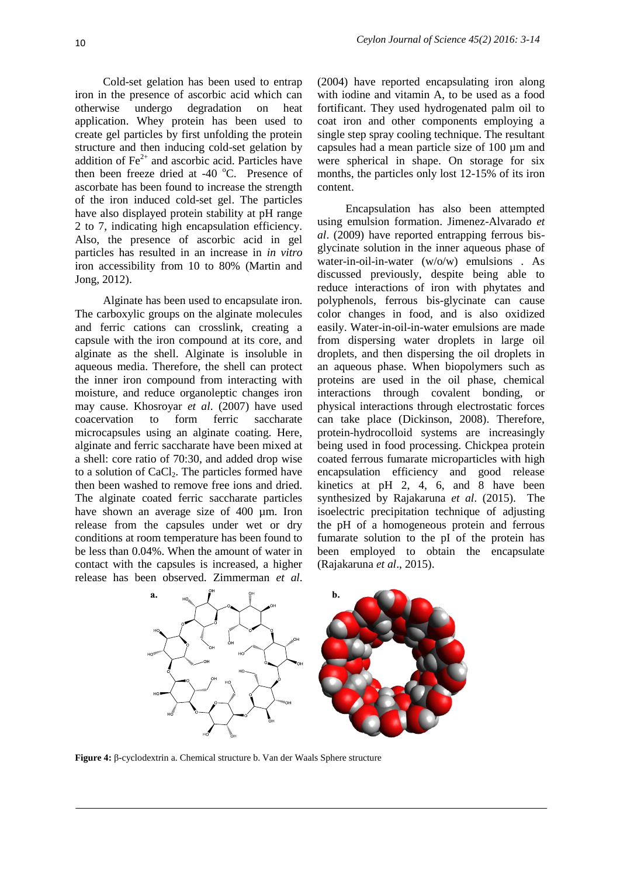Cold-set gelation has been used to entrap iron in the presence of ascorbic acid which can otherwise undergo degradation on heat application. Whey protein has been used to create gel particles by first unfolding the protein structure and then inducing cold-set gelation by addition of $Fe^{2+}$ and ascorbic acid. Particles have then been freeze dried at -40 °C. Presence of ascorbate has been found to increase the strength of the iron induced cold-set gel. The particles have also displayed protein stability at pH range 2 to 7, indicating high encapsulation efficiency. Also, the presence of ascorbic acid in gel particles has resulted in an increase in *in vitro* iron accessibility from 10 to 80% (Martin and Jong, 2012).

Alginate has been used to encapsulate iron. The carboxylic groups on the alginate molecules and ferric cations can crosslink, creating a capsule with the iron compound at its core, and alginate as the shell. Alginate is insoluble in aqueous media. Therefore, the shell can protect the inner iron compound from interacting with moisture, and reduce organoleptic changes iron may cause. Khosroyar *et al*. (2007) have used coacervation to form ferric saccharate microcapsules using an alginate coating. Here, alginate and ferric saccharate have been mixed at a shell: core ratio of 70:30, and added drop wise to a solution of $CaCl_2$. The particles formed have then been washed to remove free ions and dried. The alginate coated ferric saccharate particles have shown an average size of 400 µm. Iron release from the capsules under wet or dry conditions at room temperature has been found to be less than 0.04%. When the amount of water in contact with the capsules is increased, a higher release has been observed. Zimmerman *et al*. (2004) have reported encapsulating iron along with iodine and vitamin A, to be used as a food fortificant. They used hydrogenated palm oil to coat iron and other components employing a single step spray cooling technique. The resultant capsules had a mean particle size of 100 µm and were spherical in shape. On storage for six months, the particles only lost 12-15% of its iron content.

Encapsulation has also been attempted using emulsion formation. Jimenez-Alvarado *et al*. (2009) have reported entrapping ferrous bis-glycinate solution in the inner aqueous phase of water-in-oil-in-water (w/o/w) emulsions . As discussed previously, despite being able to reduce interactions of iron with phytates and polyphenols, ferrous bis-glycinate can cause color changes in food, and is also oxidized easily. Water-in-oil-in-water emulsions are made from dispersing water droplets in large oil droplets, and then dispersing the oil droplets in an aqueous phase. When biopolymers such as proteins are used in the oil phase, chemical interactions through covalent bonding, or physical interactions through electrostatic forces can take place (Dickinson, 2008). Therefore, protein-hydrocolloid systems are increasingly being used in food processing. Chickpea protein coated ferrous fumarate microparticles with high encapsulation efficiency and good release kinetics at pH 2, 4, 6, and 8 have been synthesized by Rajakaruna *et al*. (2015). The isoelectric precipitation technique of adjusting the pH of a homogeneous protein and ferrous fumarate solution to the pI of the protein has been employed to obtain the encapsulate (Rajakaruna *et al*., 2015).

**Figure 4:** β-cyclodextrin a. Chemical structure b. Van der Waals Sphere structure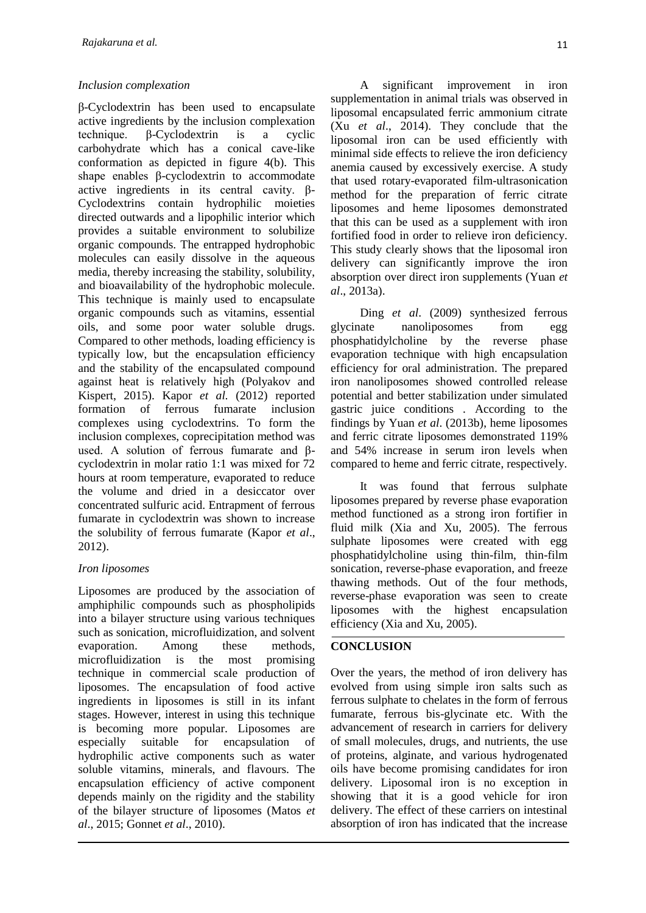### *Inclusion complexation*

β-Cyclodextrin has been used to encapsulate active ingredients by the inclusion complexation technique. β-Cyclodextrin is a cyclic carbohydrate which has a conical cave-like conformation as depicted in figure 4(b). This shape enables β-cyclodextrin to accommodate active ingredients in its central cavity. β-Cyclodextrins contain hydrophilic moieties directed outwards and a lipophilic interior which provides a suitable environment to solubilize organic compounds. The entrapped hydrophobic molecules can easily dissolve in the aqueous media, thereby increasing the stability, solubility, and bioavailability of the hydrophobic molecule. This technique is mainly used to encapsulate organic compounds such as vitamins, essential oils, and some poor water soluble drugs. Compared to other methods, loading efficiency is typically low, but the encapsulation efficiency and the stability of the encapsulated compound against heat is relatively high (Polyakov and Kispert, 2015). Kapor *et al.* (2012) reported formation of ferrous fumarate inclusion complexes using cyclodextrins. To form the inclusion complexes, coprecipitation method was used. A solution of ferrous fumarate and β-cyclodextrin in molar ratio 1:1 was mixed for 72 hours at room temperature, evaporated to reduce the volume and dried in a desiccator over concentrated sulfuric acid. Entrapment of ferrous fumarate in cyclodextrin was shown to increase the solubility of ferrous fumarate (Kapor *et al*., 2012).

### *Iron liposomes*

Liposomes are produced by the association of amphiphilic compounds such as phospholipids into a bilayer structure using various techniques such as sonication, microfluidization, and solvent evaporation. Among these methods, microfluidization is the most promising technique in commercial scale production of liposomes. The encapsulation of food active ingredients in liposomes is still in its infant stages. However, interest in using this technique is becoming more popular. Liposomes are especially suitable for encapsulation of hydrophilic active components such as water soluble vitamins, minerals, and flavours. The encapsulation efficiency of active component depends mainly on the rigidity and the stability of the bilayer structure of liposomes (Matos *et al*., 2015; Gonnet *et al*., 2010).

A significant improvement in iron supplementation in animal trials was observed in liposomal encapsulated ferric ammonium citrate (Xu *et al*., 2014). They conclude that the liposomal iron can be used efficiently with minimal side effects to relieve the iron deficiency anemia caused by excessively exercise. A study that used rotary-evaporated film-ultrasonication method for the preparation of ferric citrate liposomes and heme liposomes demonstrated that this can be used as a supplement with iron fortified food in order to relieve iron deficiency. This study clearly shows that the liposomal iron delivery can significantly improve the iron absorption over direct iron supplements (Yuan *et al*., 2013a).

Ding *et al*. (2009) synthesized ferrous glycinate nanoliposomes from egg phosphatidylcholine by the reverse phase evaporation technique with high encapsulation efficiency for oral administration. The prepared iron nanoliposomes showed controlled release potential and better stabilization under simulated gastric juice conditions . According to the findings by Yuan *et al*. (2013b), heme liposomes and ferric citrate liposomes demonstrated 119% and 54% increase in serum iron levels when compared to heme and ferric citrate, respectively.

It was found that ferrous sulphate liposomes prepared by reverse phase evaporation method functioned as a strong iron fortifier in fluid milk (Xia and Xu, 2005). The ferrous sulphate liposomes were created with egg phosphatidylcholine using thin-film, thin-film sonication, reverse-phase evaporation, and freeze thawing methods. Out of the four methods, reverse-phase evaporation was seen to create liposomes with the highest encapsulation efficiency (Xia and Xu, 2005).

## CONCLUSION

Over the years, the method of iron delivery has evolved from using simple iron salts such as ferrous sulphate to chelates in the form of ferrous fumarate, ferrous bis-glycinate etc. With the advancement of research in carriers for delivery of small molecules, drugs, and nutrients, the use of proteins, alginate, and various hydrogenated oils have become promising candidates for iron delivery. Liposomal iron is no exception in showing that it is a good vehicle for iron delivery. The effect of these carriers on intestinal absorption of iron has indicated that the increase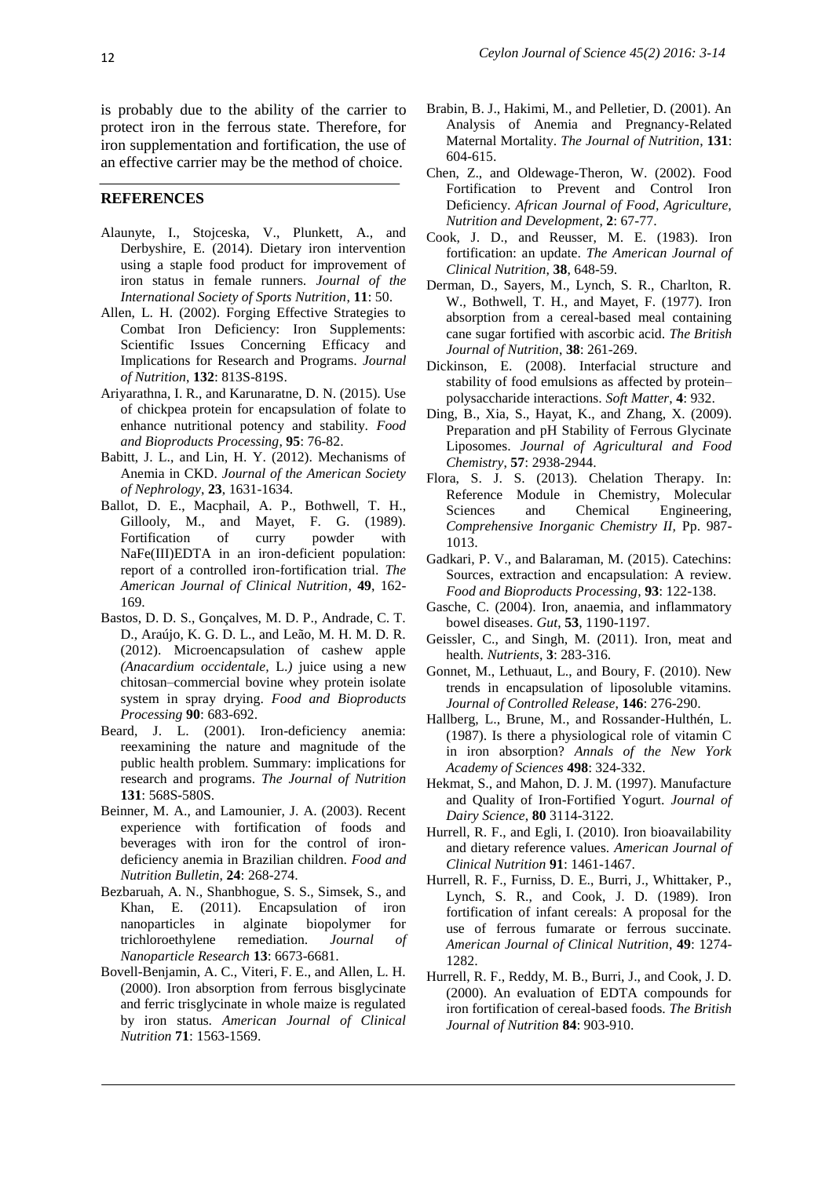is probably due to the ability of the carrier to protect iron in the ferrous state. Therefore, for iron supplementation and fortification, the use of an effective carrier may be the method of choice.

## REFERENCES

Alaunyte, I., Stojceska, V., Plunkett, A., and Derbyshire, E. (2014). Dietary iron intervention using a staple food product for improvement of iron status in female runners. *Journal of the International Society of Sports Nutrition*, **11**: 50.

Allen, L. H. (2002). Forging Effective Strategies to Combat Iron Deficiency: Iron Supplements: Scientific Issues Concerning Efficacy and Implications for Research and Programs. *Journal of Nutrition*, **132**: 813S-819S.

Ariyarathna, I. R., and Karunaratne, D. N. (2015). Use of chickpea protein for encapsulation of folate to enhance nutritional potency and stability. *Food and Bioproducts Processing*, **95**: 76-82.

Babitt, J. L., and Lin, H. Y. (2012). Mechanisms of Anemia in CKD. *Journal of the American Society of Nephrology*, **23**, 1631-1634.

Ballot, D. E., Macphail, A. P., Bothwell, T. H., Gillooly, M., and Mayet, F. G. (1989). Fortification of curry powder with NaFe(III)EDTA in an iron-deficient population: report of a controlled iron-fortification trial. *The American Journal of Clinical Nutrition*, **49**, 162-169.

Bastos, D. D. S., Gonçalves, M. D. P., Andrade, C. T. D., Araújo, K. G. D. L., and Leão, M. H. M. D. R. (2012). Microencapsulation of cashew apple *(Anacardium occidentale,* L.*)* juice using a new chitosan–commercial bovine whey protein isolate system in spray drying. *Food and Bioproducts Processing* **90**: 683-692.

Beard, J. L. (2001). Iron-deficiency anemia: reexamining the nature and magnitude of the public health problem. Summary: implications for research and programs. *The Journal of Nutrition* **131**: 568S-580S.

Beinner, M. A., and Lamounier, J. A. (2003). Recent experience with fortification of foods and beverages with iron for the control of iron-deficiency anemia in Brazilian children. *Food and Nutrition Bulletin*, **24**: 268-274.

Bezbaruah, A. N., Shanbhogue, S. S., Simsek, S., and Khan, E. (2011). Encapsulation of iron nanoparticles in alginate biopolymer for trichloroethylene remediation. *Journal of Nanoparticle Research* **13**: 6673-6681.

Bovell-Benjamin, A. C., Viteri, F. E., and Allen, L. H. (2000). Iron absorption from ferrous bisglycinate and ferric trisglycinate in whole maize is regulated by iron status. *American Journal of Clinical Nutrition* **71**: 1563-1569.

Brabin, B. J., Hakimi, M., and Pelletier, D. (2001). An Analysis of Anemia and Pregnancy-Related Maternal Mortality. *The Journal of Nutrition*, **131**: 604-615.

Chen, Z., and Oldewage-Theron, W. (2002). Food Fortification to Prevent and Control Iron Deficiency. *African Journal of Food, Agriculture, Nutrition and Development*, **2**: 67-77.

Cook, J. D., and Reusser, M. E. (1983). Iron fortification: an update. *The American Journal of Clinical Nutrition*, **38**, 648-59.

Derman, D., Sayers, M., Lynch, S. R., Charlton, R. W., Bothwell, T. H., and Mayet, F. (1977). Iron absorption from a cereal-based meal containing cane sugar fortified with ascorbic acid. *The British Journal of Nutrition*, **38**: 261-269.

Dickinson, E. (2008). Interfacial structure and stability of food emulsions as affected by protein–polysaccharide interactions. *Soft Matter*, **4**: 932.

Ding, B., Xia, S., Hayat, K., and Zhang, X. (2009). Preparation and pH Stability of Ferrous Glycinate Liposomes. *Journal of Agricultural and Food Chemistry*, **57**: 2938-2944.

Flora, S. J. S. (2013). Chelation Therapy. In: Reference Module in Chemistry, Molecular Sciences and Chemical Engineering, *Comprehensive Inorganic Chemistry II,* Pp. 987-1013.

Gadkari, P. V., and Balaraman, M. (2015). Catechins: Sources, extraction and encapsulation: A review. *Food and Bioproducts Processing*, **93**: 122-138.

Gasche, C. (2004). Iron, anaemia, and inflammatory bowel diseases. *Gut*, **53**, 1190-1197.

Geissler, C., and Singh, M. (2011). Iron, meat and health. *Nutrients*, **3**: 283-316.

Gonnet, M., Lethuaut, L., and Boury, F. (2010). New trends in encapsulation of liposoluble vitamins. *Journal of Controlled Release*, **146**: 276-290.

Hallberg, L., Brune, M., and Rossander-Hulthén, L. (1987). Is there a physiological role of vitamin C in iron absorption? *Annals of the New York Academy of Sciences* **498**: 324-332.

Hekmat, S., and Mahon, D. J. M. (1997). Manufacture and Quality of Iron-Fortified Yogurt. *Journal of Dairy Science*, **80** 3114-3122.

Hurrell, R. F., and Egli, I. (2010). Iron bioavailability and dietary reference values. *American Journal of Clinical Nutrition* **91**: 1461-1467.

Hurrell, R. F., Furniss, D. E., Burri, J., Whittaker, P., Lynch, S. R., and Cook, J. D. (1989). Iron fortification of infant cereals: A proposal for the use of ferrous fumarate or ferrous succinate. *American Journal of Clinical Nutrition*, **49**: 1274-1282.

Hurrell, R. F., Reddy, M. B., Burri, J., and Cook, J. D. (2000). An evaluation of EDTA compounds for iron fortification of cereal-based foods. *The British Journal of Nutrition* **84**: 903-910.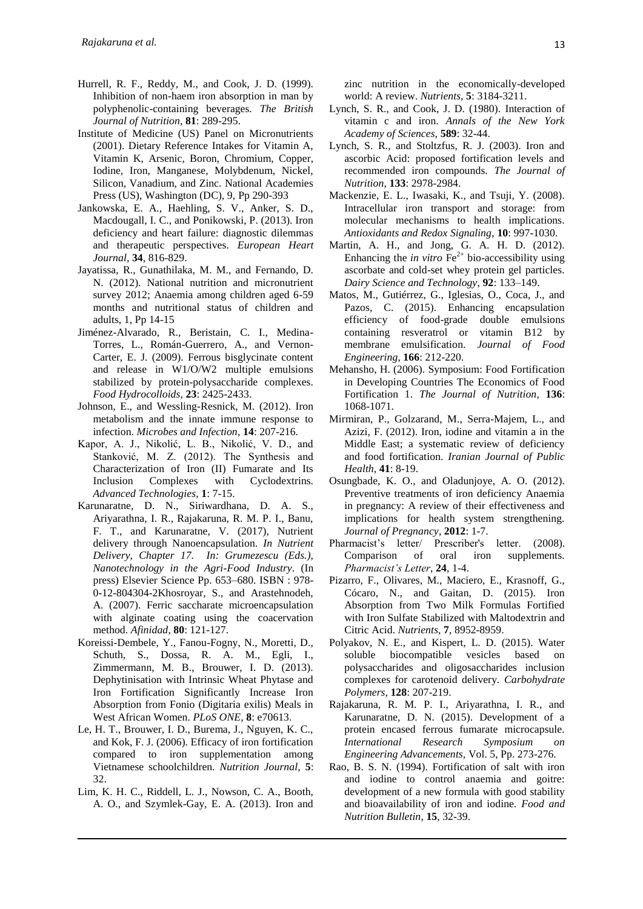Hurrell, R. F., Reddy, M., and Cook, J. D. (1999). Inhibition of non-haem iron absorption in man by polyphenolic-containing beverages. *The British Journal of Nutrition*, **81**: 289-295.

Institute of Medicine (US) Panel on Micronutrients (2001). Dietary Reference Intakes for Vitamin A, Vitamin K, Arsenic, Boron, Chromium, Copper, Iodine, Iron, Manganese, Molybdenum, Nickel, Silicon, Vanadium, and Zinc. National Academies Press (US), Washington (DC), 9, Pp 290-393

Jankowska, E. A., Haehling, S. V., Anker, S. D., Macdougall, I. C., and Ponikowski, P. (2013). Iron deficiency and heart failure: diagnostic dilemmas and therapeutic perspectives. *European Heart Journal*, **34**, 816-829.

Jayatissa, R., Gunathilaka, M. M., and Fernando, D. N. (2012). National nutrition and micronutrient survey 2012; Anaemia among children aged 6-59 months and nutritional status of children and adults, 1, Pp 14-15

Jiménez-Alvarado, R., Beristain, C. I., Medina-Torres, L., Román-Guerrero, A., and Vernon-Carter, E. J. (2009). Ferrous bisglycinate content and release in W1/O/W2 multiple emulsions stabilized by protein-polysaccharide complexes. *Food Hydrocolloids*, **23**: 2425-2433.

Johnson, E., and Wessling-Resnick, M. (2012). Iron metabolism and the innate immune response to infection. *Microbes and Infection*, **14**: 207-216.

Kapor, A. J., Nikolić, L. B., Nikolić, V. D., and Stanković, M. Z. (2012). The Synthesis and Characterization of Iron (II) Fumarate and Its Inclusion Complexes with Cyclodextrins. *Advanced Technologies*, **1**: 7-15.

Karunaratne, D. N., Siriwardhana, D. A. S., Ariyarathna, I. R., Rajakaruna, R. M. P. I., Banu, F. T., and Karunaratne, V. (2017), Nutrient delivery through Nanoencapsulation. *In Nutrient Delivery, Chapter 17. In: Grumezescu (Eds.), Nanotechnology in the Agri-Food Industry*. (In press) Elsevier Science Pp. 653–680. ISBN : 978-0-12-804304-2Khosroyar, S., and Arastehnodeh, A. (2007). Ferric saccharate microencapsulation with alginate coating using the coacervation method. *Afinidad*, **80**: 121-127.

Koreissi-Dembele, Y., Fanou-Fogny, N., Moretti, D., Schuth, S., Dossa, R. A. M., Egli, I., Zimmermann, M. B., Brouwer, I. D. (2013). Dephytinisation with Intrinsic Wheat Phytase and Iron Fortification Significantly Increase Iron Absorption from Fonio (Digitaria exilis) Meals in West African Women. *PLoS ONE*, **8**: e70613.

Le, H. T., Brouwer, I. D., Burema, J., Nguyen, K. C., and Kok, F. J. (2006). Efficacy of iron fortification compared to iron supplementation among Vietnamese schoolchildren. *Nutrition Journal*, **5**: 32.

Lim, K. H. C., Riddell, L. J., Nowson, C. A., Booth, A. O., and Szymlek-Gay, E. A. (2013). Iron and zinc nutrition in the economically-developed world: A review. *Nutrients*, **5**: 3184-3211.

Lynch, S. R., and Cook, J. D. (1980). Interaction of vitamin c and iron. *Annals of the New York Academy of Sciences*, **589**: 32-44.

Lynch, S. R., and Stoltzfus, R. J. (2003). Iron and ascorbic Acid: proposed fortification levels and recommended iron compounds. *The Journal of Nutrition*, **133**: 2978-2984.

Mackenzie, E. L., Iwasaki, K., and Tsuji, Y. (2008). Intracellular iron transport and storage: from molecular mechanisms to health implications. *Antioxidants and Redox Signaling*, **10**: 997-1030.

Martin, A. H., and Jong, G. A. H. D. (2012). Enhancing the *in vitro* $Fe^{2+}$ bio-accessibility using ascorbate and cold-set whey protein gel particles. *Dairy Science and Technology*, **92**: 133–149.

Matos, M., Gutiérrez, G., Iglesias, O., Coca, J., and Pazos, C. (2015). Enhancing encapsulation efficiency of food-grade double emulsions containing resveratrol or vitamin B12 by membrane emulsification. *Journal of Food Engineering*, **166**: 212-220.

Mehansho, H. (2006). Symposium: Food Fortification in Developing Countries The Economics of Food Fortification 1. *The Journal of Nutrition*, **136**: 1068-1071.

Mirmiran, P., Golzarand, M., Serra-Majem, L., and Azizi, F. (2012). Iron, iodine and vitamin a in the Middle East; a systematic review of deficiency and food fortification. *Iranian Journal of Public Health*, **41**: 8-19.

Osungbade, K. O., and Oladunjoye, A. O. (2012). Preventive treatments of iron deficiency Anaemia in pregnancy: A review of their effectiveness and implications for health system strengthening. *Journal of Pregnancy*, **2012**: 1-7.

Pharmacist's letter/ Prescriber's letter. (2008). Comparison of oral iron supplements. *Pharmacist's Letter*, **24**, 1-4.

Pizarro, F., Olivares, M., Maciero, E., Krasnoff, G., Cócaro, N., and Gaitan, D. (2015). Iron Absorption from Two Milk Formulas Fortified with Iron Sulfate Stabilized with Maltodextrin and Citric Acid. *Nutrients*, **7**, 8952-8959.

Polyakov, N. E., and Kispert, L. D. (2015). Water soluble biocompatible vesicles based on polysaccharides and oligosaccharides inclusion complexes for carotenoid delivery. *Carbohydrate Polymers*, **128**: 207-219.

Rajakaruna, R. M. P. I., Ariyarathna, I. R., and Karunaratne, D. N. (2015). Development of a protein encased ferrous fumarate microcapsule. *International Research Symposium on Engineering Advancements*, Vol. 5, Pp. 273-276.

Rao, B. S. N. (1994). Fortification of salt with iron and iodine to control anaemia and goitre: development of a new formula with good stability and bioavailability of iron and iodine. *Food and Nutrition Bulletin*, **15**, 32-39.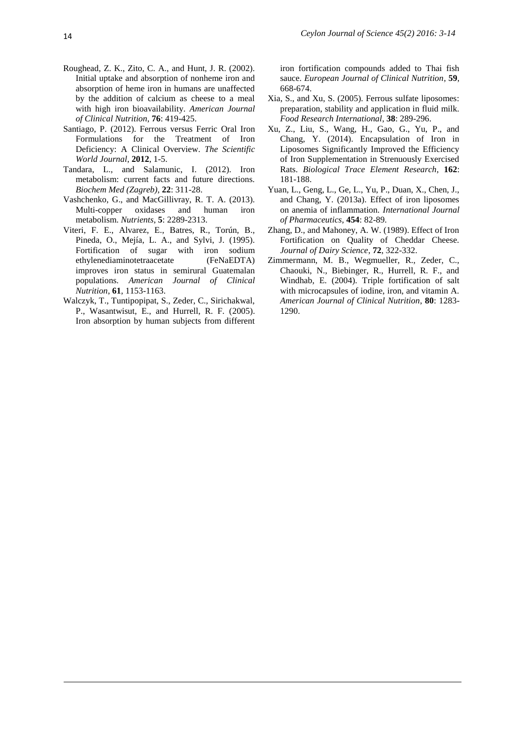Roughead, Z. K., Zito, C. A., and Hunt, J. R. (2002). Initial uptake and absorption of nonheme iron and absorption of heme iron in humans are unaffected by the addition of calcium as cheese to a meal with high iron bioavailability. *American Journal of Clinical Nutrition*, **76**: 419-425.

Santiago, P. (2012). Ferrous versus Ferric Oral Iron Formulations for the Treatment of Iron Deficiency: A Clinical Overview. *The Scientific World Journal*, **2012**, 1-5.

Tandara, L., and Salamunic, I. (2012). Iron metabolism: current facts and future directions. *Biochem Med (Zagreb)*, **22**: 311-28.

Vashchenko, G., and MacGillivray, R. T. A. (2013). Multi-copper oxidases and human iron metabolism. *Nutrients*, **5**: 2289-2313.

Viteri, F. E., Alvarez, E., Batres, R., Torún, B., Pineda, O., Mejía, L. A., and Sylvi, J. (1995). Fortification of sugar with iron sodium ethylenediaminotetraacetate (FeNaEDTA) improves iron status in semirural Guatemalan populations. *American Journal of Clinical Nutrition*, **61**, 1153-1163.

Walczyk, T., Tuntipopipat, S., Zeder, C., Sirichakwal, P., Wasantwisut, E., and Hurrell, R. F. (2005). Iron absorption by human subjects from different iron fortification compounds added to Thai fish sauce. *European Journal of Clinical Nutrition*, **59**, 668-674.

Xia, S., and Xu, S. (2005). Ferrous sulfate liposomes: preparation, stability and application in fluid milk. *Food Research International*, **38**: 289-296.

Xu, Z., Liu, S., Wang, H., Gao, G., Yu, P., and Chang, Y. (2014). Encapsulation of Iron in Liposomes Significantly Improved the Efficiency of Iron Supplementation in Strenuously Exercised Rats. *Biological Trace Element Research*, **162**: 181-188.

Yuan, L., Geng, L., Ge, L., Yu, P., Duan, X., Chen, J., and Chang, Y. (2013a). Effect of iron liposomes on anemia of inflammation. *International Journal of Pharmaceutics*, **454**: 82-89.

Zhang, D., and Mahoney, A. W. (1989). Effect of Iron Fortification on Quality of Cheddar Cheese. *Journal of Dairy Science*, **72**, 322-332.

Zimmermann, M. B., Wegmueller, R., Zeder, C., Chaouki, N., Biebinger, R., Hurrell, R. F., and Windhab, E. (2004). Triple fortification of salt with microcapsules of iodine, iron, and vitamin A. *American Journal of Clinical Nutrition*, **80**: 1283-1290.